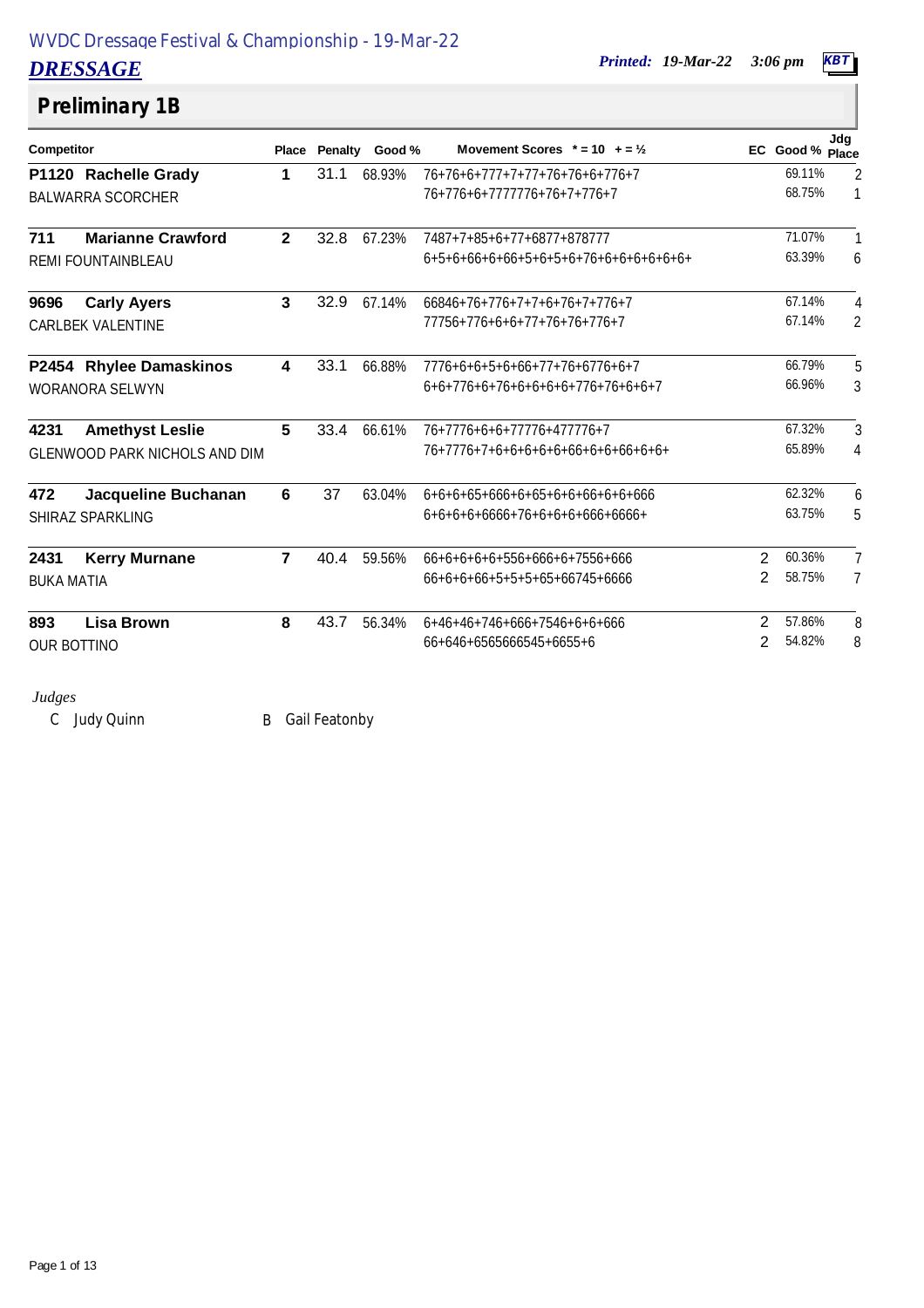WVDC Dressage Festival & Championship - 19-Mar-22

# DRESSAGE

*Printed: 19-Mar-22 3:06 pm* KBT

## Preliminary 1B

| Competitor | Place | Penalty | Good % | Movement Scores * = 10 + = ½ | EC | Good % | Jdg Place |
|---|---|---|---|---|---|---|---|
| **P1120 Rachelle Grady** | **1** | 31.1 | 68.93% | 76+76+6+777+7+77+76+76+6+776+7 | | 69.11% | 2 |
| BALWARRA SCORCHER | | | | 76+776+6+7777776+76+7+776+7 | | 68.75% | 1 |
| **711 Marianne Crawford** | **2** | 32.8 | 67.23% | 7487+7+85+6+77+6877+878777 | | 71.07% | 1 |
| REMI FOUNTAINBLEAU | | | | 6+5+6+66+6+66+5+6+5+6+76+6+6+6+6+6+6+ | | 63.39% | 6 |
| **9696 Carly Ayers** | **3** | 32.9 | 67.14% | 66846+76+776+7+7+6+76+7+776+7 | | 67.14% | 4 |
| CARLBEK VALENTINE | | | | 77756+776+6+6+77+76+76+776+7 | | 67.14% | 2 |
| **P2454 Rhylee Damaskinos** | **4** | 33.1 | 66.88% | 7776+6+6+5+6+66+77+76+6776+6+7 | | 66.79% | 5 |
| WORANORA SELWYN | | | | 6+6+776+6+76+6+6+6+6+776+76+6+6+7 | | 66.96% | 3 |
| **4231 Amethyst Leslie** | **5** | 33.4 | 66.61% | 76+7776+6+6+77776+477776+7 | | 67.32% | 3 |
| GLENWOOD PARK NICHOLS AND DIM | | | | 76+7776+7+6+6+6+6+66+6+6+66+6+6+ | | 65.89% | 4 |
| **472 Jacqueline Buchanan** | **6** | 37 | 63.04% | 6+6+6+65+666+6+65+6+6+66+6+6+666 | | 62.32% | 6 |
| SHIRAZ SPARKLING | | | | 6+6+6+6+6666+76+6+6+6+666+6666+ | | 63.75% | 5 |
| **2431 Kerry Murnane** | **7** | 40.4 | 59.56% | 66+6+6+6+6+556+666+6+7556+666 | 2 | 60.36% | 7 |
| BUKA MATIA | | | | 66+6+6+66+5+5+5+65+66745+6666 | 2 | 58.75% | 7 |
| **893 Lisa Brown** | **8** | 43.7 | 56.34% | 6+46+46+746+666+7546+6+6+666 | 2 | 57.86% | 8 |
| OUR BOTTINO | | | | 66+646+6565666545+6655+6 | 2 | 54.82% | 8 |

*Judges*

C Judy Quinn B Gail Featonby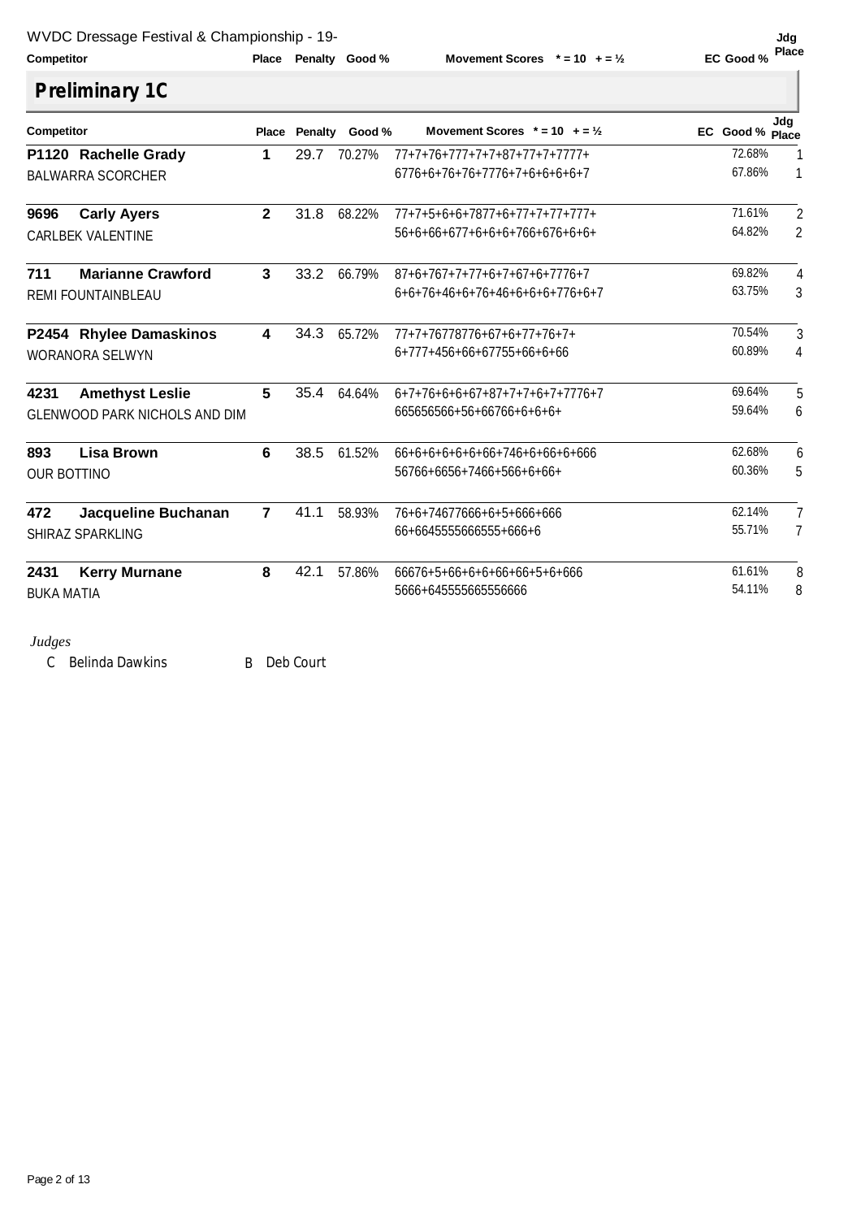WVDC Dressage Festival & Championship - 19-

## Preliminary 1C

| Competitor | | Place | Penalty | Good % | Movement Scores * = 10 + = ½ | EC Good % | Jdg Place |
|---|---|---|---|---|---|---|---|
| P1120 | Rachelle Grady | 1 | 29.7 | 70.27% | 77+7+76+777+7+7+87+77+7+7777+ | 72.68% | 1 |
| BALWARRA SCORCHER | | | | | 6776+6+76+76+7776+7+6+6+6+6+7 | 67.86% | 1 |
| 9696 | Carly Ayers | 2 | 31.8 | 68.22% | 77+7+5+6+6+7877+6+77+7+77+777+ | 71.61% | 2 |
| CARLBEK VALENTINE | | | | | 56+6+66+677+6+6+6+766+676+6+6+ | 64.82% | 2 |
| 711 | Marianne Crawford | 3 | 33.2 | 66.79% | 87+6+767+7+77+6+7+67+6+7776+7 | 69.82% | 4 |
| REMI FOUNTAINBLEAU | | | | | 6+6+76+46+6+76+46+6+6+6+776+6+7 | 63.75% | 3 |
| P2454 | Rhylee Damaskinos | 4 | 34.3 | 65.72% | 77+7+76778776+67+6+77+76+7+ | 70.54% | 3 |
| WORANORA SELWYN | | | | | 6+777+456+66+67755+66+6+66 | 60.89% | 4 |
| 4231 | Amethyst Leslie | 5 | 35.4 | 64.64% | 6+7+76+6+6+67+87+7+7+6+7+7776+7 | 69.64% | 5 |
| GLENWOOD PARK NICHOLS AND DIM | | | | | 665656566+56+66766+6+6+6+ | 59.64% | 6 |
| 893 | Lisa Brown | 6 | 38.5 | 61.52% | 66+6+6+6+6+6+66+746+6+66+6+666 | 62.68% | 6 |
| OUR BOTTINO | | | | | 56766+6656+7466+566+6+66+ | 60.36% | 5 |
| 472 | Jacqueline Buchanan | 7 | 41.1 | 58.93% | 76+6+74677666+6+5+666+666 | 62.14% | 7 |
| SHIRAZ SPARKLING | | | | | 66+6645555666555+666+6 | 55.71% | 7 |
| 2431 | Kerry Murnane | 8 | 42.1 | 57.86% | 66676+5+66+6+6+66+66+5+6+666 | 61.61% | 8 |
| BUKA MATIA | | | | | 5666+645555665556666 | 54.11% | 8 |

*Judges*

C Belinda Dawkins B Deb Court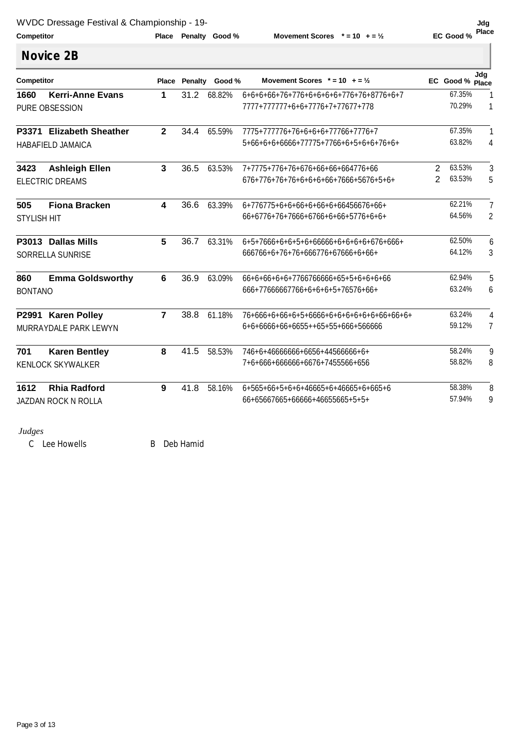WVDC Dressage Festival & Championship - 19-

## Novice 2B

| Competitor | | Place | Penalty | Good % | Movement Scores * = 10 + = ½ | EC | Good % | Jdg Place |
|---|---|---|---|---|---|---|---|---|
| 1660 | **Kerri-Anne Evans** | **1** | 31.2 | 68.82% | 6+6+6+66+76+776+6+6+6+6+776+76+8776+6+7 | | 67.35% | 1 |
| PURE OBSESSION | | | | | 7777+777777+6+6+7776+7+77677+778 | | 70.29% | 1 |
| P3371 | **Elizabeth Sheather** | **2** | 34.4 | 65.59% | 7775+777776+76+6+6+6+77766+7776+7 | | 67.35% | 1 |
| HABAFIELD JAMAICA | | | | | 5+66+6+6+6666+77775+7766+6+5+6+6+76+6+ | | 63.82% | 4 |
| 3423 | **Ashleigh Ellen** | **3** | 36.5 | 63.53% | 7+7775+776+76+676+66+66+664776+66 | 2 | 63.53% | 3 |
| ELECTRIC DREAMS | | | | | 676+776+76+76+6+6+6+66+7666+5676+5+6+ | 2 | 63.53% | 5 |
| 505 | **Fiona Bracken** | **4** | 36.6 | 63.39% | 6+776775+6+6+66+6+66+6+66456676+66+ | | 62.21% | 7 |
| STYLISH HIT | | | | | 66+6776+76+7666+6766+6+66+5776+6+6+ | | 64.56% | 2 |
| P3013 | **Dallas Mills** | **5** | 36.7 | 63.31% | 6+5+7666+6+6+5+6+66666+6+6+6+6+676+666+ | | 62.50% | 6 |
| SORRELLA SUNRISE | | | | | 666766+6+76+76+666776+67666+6+66+ | | 64.12% | 3 |
| 860 | **Emma Goldsworthy** | **6** | 36.9 | 63.09% | 66+6+66+6+6+7766766666+65+5+6+6+6+66 | | 62.94% | 5 |
| BONTANO | | | | | 666+77666667766+6+6+6+5+76576+66+ | | 63.24% | 6 |
| P2991 | **Karen Polley** | **7** | 38.8 | 61.18% | 76+666+6+66+6+5+6666+6+6+6+6+6+6+66+66+6+ | | 63.24% | 4 |
| MURRAYDALE PARK LEWYN | | | | | 6+6+6666+66+6655++65+55+666+566666 | | 59.12% | 7 |
| 701 | **Karen Bentley** | **8** | 41.5 | 58.53% | 746+6+46666666+6656+44566666+6+ | | 58.24% | 9 |
| KENLOCK SKYWALKER | | | | | 7+6+666+666666+6676+7455566+656 | | 58.82% | 8 |
| 1612 | **Rhia Radford** | **9** | 41.8 | 58.16% | 6+565+66+5+6+6+46665+6+46665+6+665+6 | | 58.38% | 8 |
| JAZDAN ROCK N ROLLA | | | | | 66+65667665+66666+46655665+5+5+ | | 57.94% | 9 |

*Judges*

C Lee Howells B Deb Hamid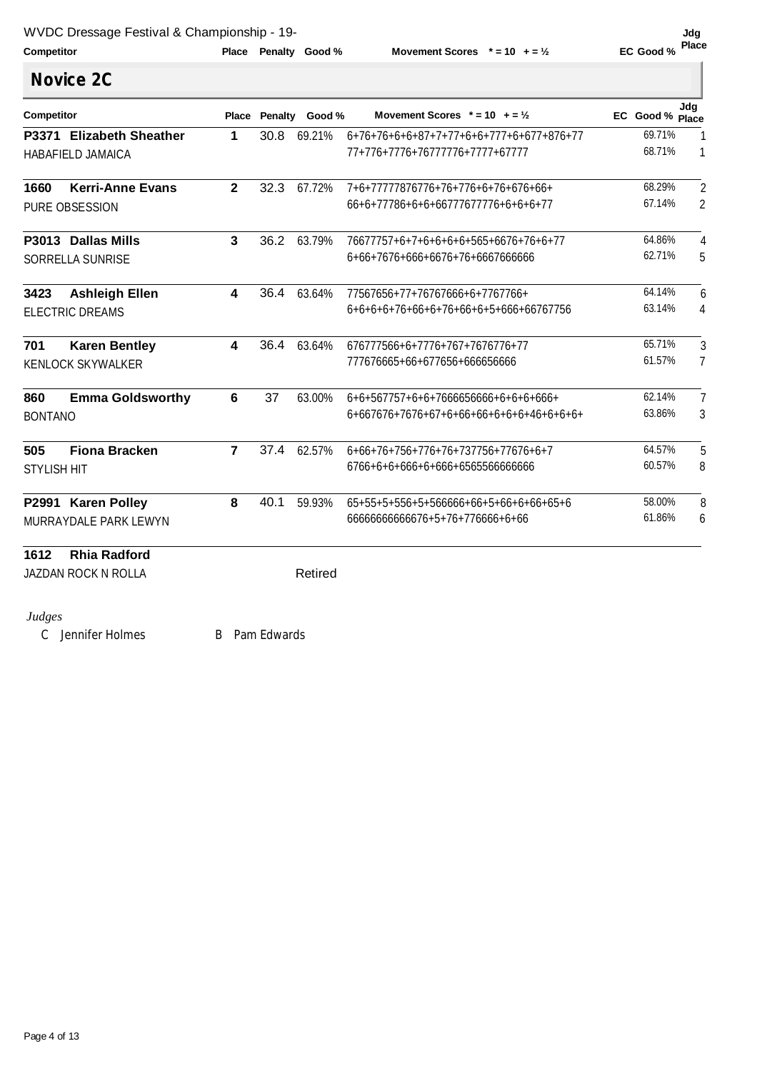## Novice 2C

| Competitor | Place | Penalty | Good % | Movement Scores * = 10 + = ½ | EC Good % | Jdg Place |
|---|---|---|---|---|---|---|
| **P3371 Elizabeth Sheather** | **1** | 30.8 | 69.21% | 6+76+76+6+6+87+7+77+6+6+777+6+677+876+77 | 69.71% | 1 |
| HABAFIELD JAMAICA | | | | 77+776+7776+76777776+7777+67777 | 68.71% | 1 |
| **1660 Kerri-Anne Evans** | **2** | 32.3 | 67.72% | 7+6+77777876776+76+776+6+76+676+66+ | 68.29% | 2 |
| PURE OBSESSION | | | | 66+6+77786+6+6+66777677776+6+6+6+77 | 67.14% | 2 |
| **P3013 Dallas Mills** | **3** | 36.2 | 63.79% | 76677757+6+7+6+6+6+6+565+6676+76+6+77 | 64.86% | 4 |
| SORRELLA SUNRISE | | | | 6+66+7676+666+6676+76+6667666666 | 62.71% | 5 |
| **3423 Ashleigh Ellen** | **4** | 36.4 | 63.64% | 77567656+77+76767666+6+7767766+ | 64.14% | 6 |
| ELECTRIC DREAMS | | | | 6+6+6+6+76+66+6+76+66+6+5+666+66767756 | 63.14% | 4 |
| **701 Karen Bentley** | **4** | 36.4 | 63.64% | 676777566+6+7776+767+7676776+77 | 65.71% | 3 |
| KENLOCK SKYWALKER | | | | 777676665+66+677656+666656666 | 61.57% | 7 |
| **860 Emma Goldsworthy** | **6** | 37 | 63.00% | 6+6+567757+6+6+7666656666+6+6+6+666+ | 62.14% | 7 |
| BONTANO | | | | 6+667676+7676+67+6+66+66+6+6+6+46+6+6+6+ | 63.86% | 3 |
| **505 Fiona Bracken** | **7** | 37.4 | 62.57% | 6+66+76+756+776+76+737756+77676+6+7 | 64.57% | 5 |
| STYLISH HIT | | | | 6766+6+6+666+6+666+6565566666666 | 60.57% | 8 |
| **P2991 Karen Polley** | **8** | 40.1 | 59.93% | 65+55+5+556+5+566666+66+5+66+6+66+65+6 | 58.00% | 8 |
| MURRAYDALE PARK LEWYN | | | | 66666666666676+5+76+776666+6+66 | 61.86% | 6 |
| **1612 Rhia Radford** | | | | | | |
| JAZDAN ROCK N ROLLA | | | Retired | | | |

*Judges*

C Jennifer Holmes  B Pam Edwards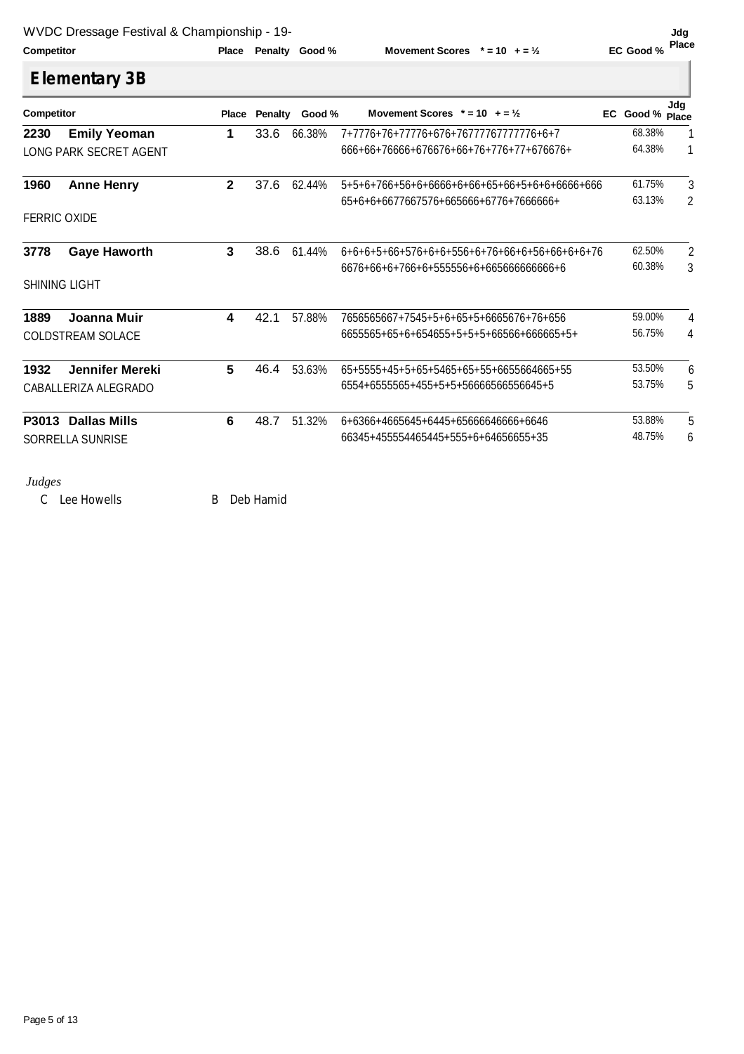## Elementary 3B

| Competitor | | Place | Penalty | Good % | Movement Scores * = 10 + = ½ | EC Good % | Jdg Place |
|---|---|---|---|---|---|---|---|
| 2230 | Emily Yeoman | 1 | 33.6 | 66.38% | 7+7776+76+77776+676+76777767777776+6+7 | 68.38% | 1 |
| LONG PARK SECRET AGENT | | | | | 666+66+76666+676676+66+76+776+77+676676+ | 64.38% | 1 |
| 1960 | Anne Henry | 2 | 37.6 | 62.44% | 5+5+6+766+56+6+6666+6+66+65+66+5+6+6+6666+666 | 61.75% | 3 |
| FERRIC OXIDE | | | | | 65+6+6+6677667576+665666+6776+7666666+ | 63.13% | 2 |
| 3778 | Gaye Haworth | 3 | 38.6 | 61.44% | 6+6+6+5+66+576+6+6+556+6+76+66+6+56+66+6+6+76 | 62.50% | 2 |
| SHINING LIGHT | | | | | 6676+66+6+766+6+555556+6+665666666666+6 | 60.38% | 3 |
| 1889 | Joanna Muir | 4 | 42.1 | 57.88% | 7656565667+7545+5+6+65+5+6665676+76+656 | 59.00% | 4 |
| COLDSTREAM SOLACE | | | | | 6655565+65+6+654655+5+5+5+66566+666665+5+ | 56.75% | 4 |
| 1932 | Jennifer Mereki | 5 | 46.4 | 53.63% | 65+5555+45+5+65+5465+65+55+6655664665+55 | 53.50% | 6 |
| CABALLERIZA ALEGRADO | | | | | 6554+6555565+455+5+5+56666566556645+5 | 53.75% | 5 |
| P3013 | Dallas Mills | 6 | 48.7 | 51.32% | 6+6366+4665645+6445+65666646666+6646 | 53.88% | 5 |
| SORRELLA SUNRISE | | | | | 66345+455554465445+555+6+64656655+35 | 48.75% | 6 |

*Judges*

C Lee Howells B Deb Hamid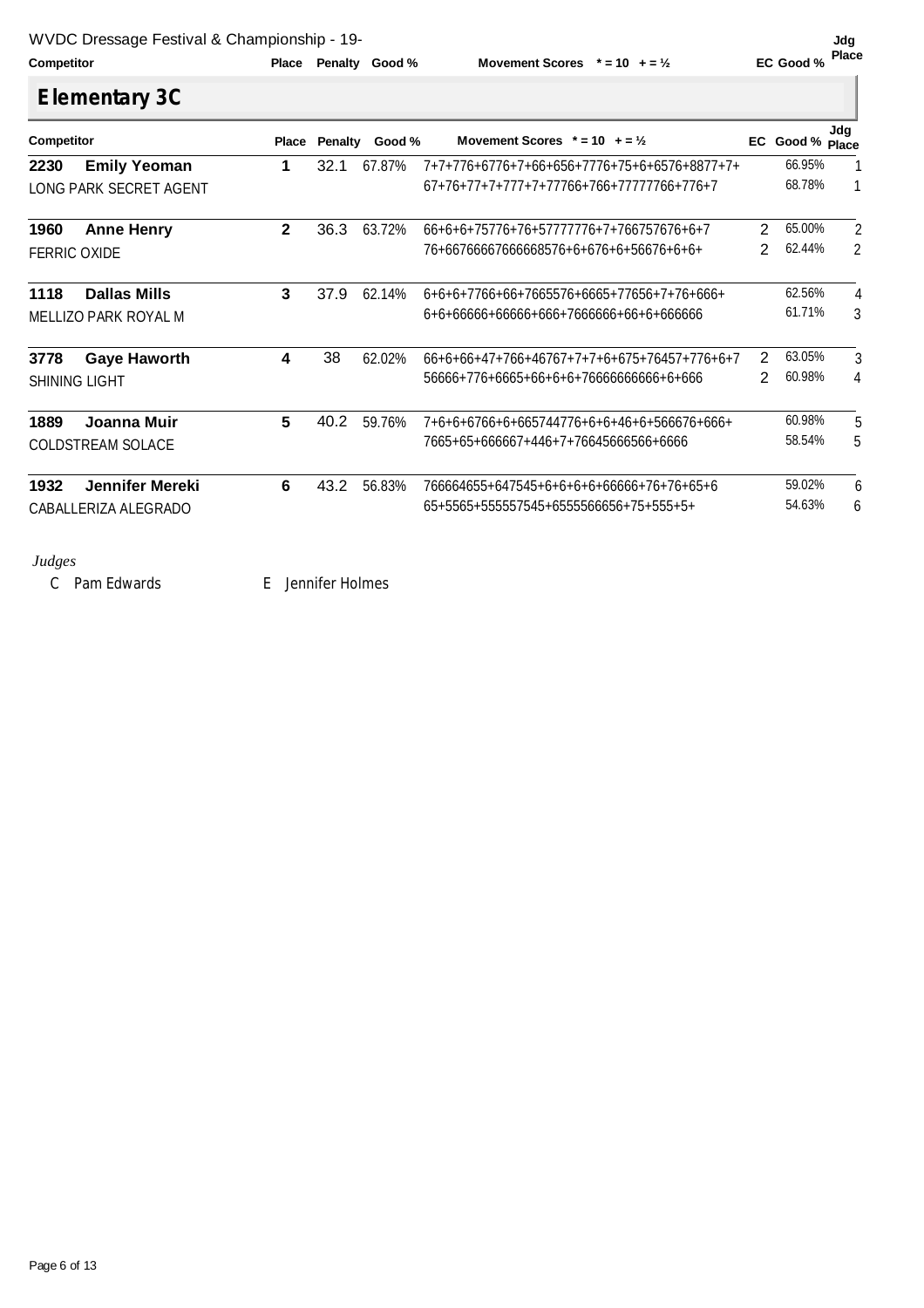WVDC Dressage Festival & Championship - 19-

## Elementary 3C

| Competitor | | Place | Penalty | Good % | Movement Scores * = 10 + = ½ | EC | Good % | Jdg Place |
|---|---|---|---|---|---|---|---|---|
| 2230 | **Emily Yeoman** | 1 | 32.1 | 67.87% | 7+7+776+6776+7+66+656+7776+75+6+6576+8877+7+ | | 66.95% | 1 |
| LONG PARK SECRET AGENT | | | | | 67+76+77+7+777+7+77766+766+77777766+776+7 | | 68.78% | 1 |
| 1960 | **Anne Henry** | 2 | 36.3 | 63.72% | 66+6+6+75776+76+57777776+7+766757676+6+7 | 2 | 65.00% | 2 |
| FERRIC OXIDE | | | | | 76+66766667666668576+6+676+6+56676+6+6+ | 2 | 62.44% | 2 |
| 1118 | **Dallas Mills** | 3 | 37.9 | 62.14% | 6+6+6+7766+66+7665576+6665+77656+7+76+666+ | | 62.56% | 4 |
| MELLIZO PARK ROYAL M | | | | | 6+6+66666+66666+666+7666666+66+6+666666 | | 61.71% | 3 |
| 3778 | **Gaye Haworth** | 4 | 38 | 62.02% | 66+6+66+47+766+46767+7+7+6+675+76457+776+6+7 | 2 | 63.05% | 3 |
| SHINING LIGHT | | | | | 56666+776+6665+66+6+6+76666666666+6+666 | 2 | 60.98% | 4 |
| 1889 | **Joanna Muir** | 5 | 40.2 | 59.76% | 7+6+6+6766+6+665744776+6+6+46+6+566676+666+ | | 60.98% | 5 |
| COLDSTREAM SOLACE | | | | | 7665+65+666667+446+7+76645666566+6666 | | 58.54% | 5 |
| 1932 | **Jennifer Mereki** | 6 | 43.2 | 56.83% | 766664655+647545+6+6+6+6+66666+76+76+65+6 | | 59.02% | 6 |
| CABALLERIZA ALEGRADO | | | | | 65+5565+555557545+6555566656+75+555+5+ | | 54.63% | 6 |

*Judges*

C Pam Edwards E Jennifer Holmes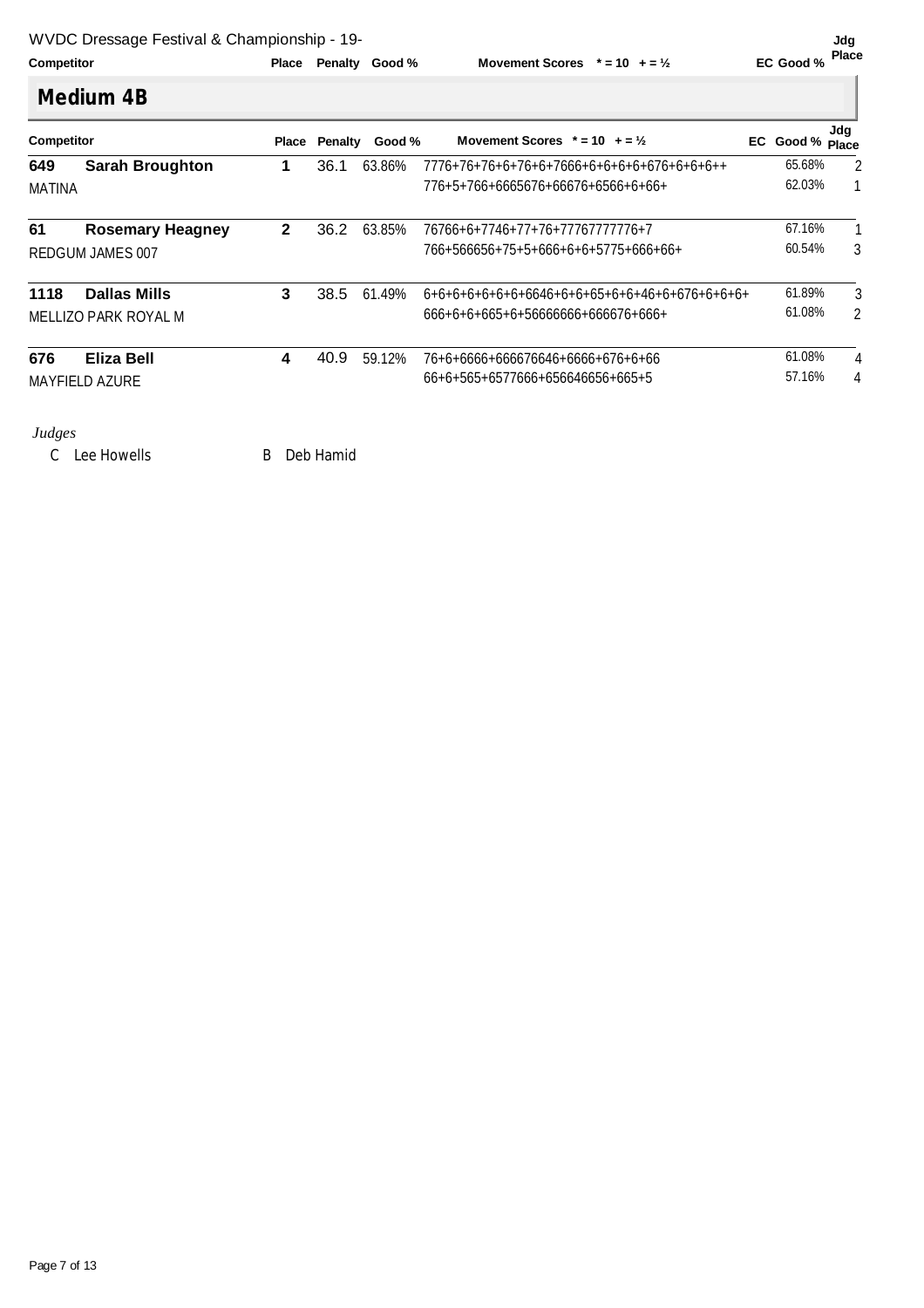WVDC Dressage Festival & Championship - 19-

## Medium 4B

| Competitor | | Place | Penalty | Good % | Movement Scores * = 10 + = ½ | EC Good % | Jdg Place |
|---|---|---|---|---|---|---|---|
| **649** | **Sarah Broughton** | **1** | 36.1 | 63.86% | 7776+76+76+6+76+6+7666+6+6+6+6+676+6+6+6++ | 65.68% | 2 |
| MATINA | | | | | 776+5+766+6665676+66676+6566+6+66+ | 62.03% | 1 |
| **61** | **Rosemary Heagney** | **2** | 36.2 | 63.85% | 76766+6+7746+77+76+77767777776+7 | 67.16% | 1 |
| REDGUM JAMES 007 | | | | | 766+566656+75+5+666+6+6+5775+666+66+ | 60.54% | 3 |
| **1118** | **Dallas Mills** | **3** | 38.5 | 61.49% | 6+6+6+6+6+6+6646+6+6+65+6+6+46+6+676+6+6+6+ | 61.89% | 3 |
| MELLIZO PARK ROYAL M | | | | | 666+6+6+665+6+56666666+666676+666+ | 61.08% | 2 |
| **676** | **Eliza Bell** | **4** | 40.9 | 59.12% | 76+6+6666+666676646+6666+676+6+66 | 61.08% | 4 |
| MAYFIELD AZURE | | | | | 66+6+565+6577666+656646656+665+5 | 57.16% | 4 |

*Judges*

C Lee Howells B Deb Hamid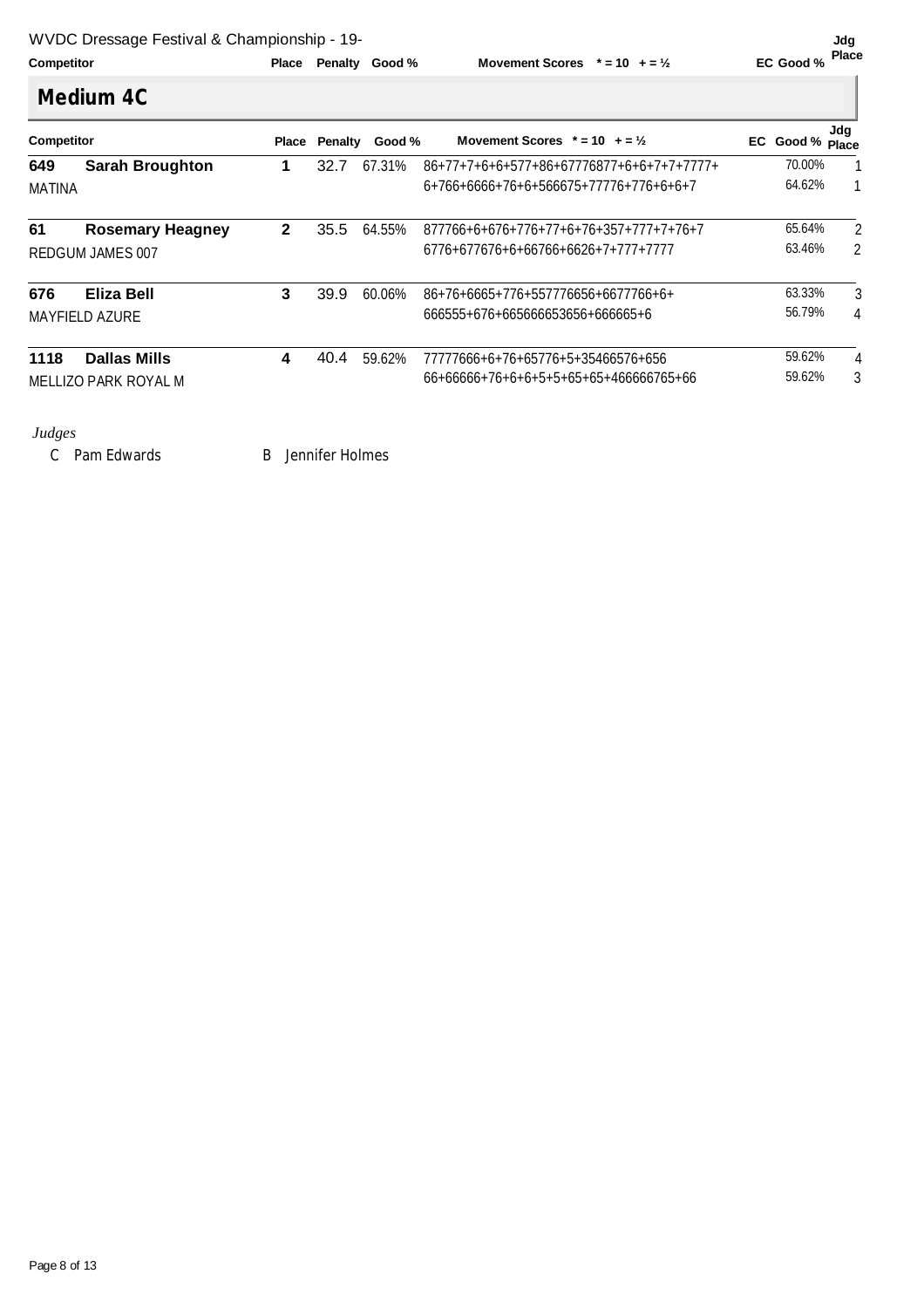## Medium 4C

| Competitor | | Place | Penalty | Good % | Movement Scores * = 10 + = ½ | EC Good % | Jdg Place |
|---|---|---|---|---|---|---|---|
| 649 | **Sarah Broughton** | 1 | 32.7 | 67.31% | 86+77+7+6+6+577+86+67776877+6+6+7+7+7777+ | 70.00% | 1 |
| MATINA | | | | | 6+766+6666+76+6+566675+77776+776+6+6+7 | 64.62% | 1 |
| 61 | **Rosemary Heagney** | 2 | 35.5 | 64.55% | 877766+6+676+776+77+6+76+357+777+7+76+7 | 65.64% | 2 |
| REDGUM JAMES 007 | | | | | 6776+677676+6+66766+6626+7+777+7777 | 63.46% | 2 |
| 676 | **Eliza Bell** | 3 | 39.9 | 60.06% | 86+76+6665+776+557776656+6677766+6+ | 63.33% | 3 |
| MAYFIELD AZURE | | | | | 666555+676+665666653656+666665+6 | 56.79% | 4 |
| 1118 | **Dallas Mills** | 4 | 40.4 | 59.62% | 77777666+6+76+65776+5+35466576+656 | 59.62% | 4 |
| MELLIZO PARK ROYAL M | | | | | 66+66666+76+6+6+5+5+65+65+466666765+66 | 59.62% | 3 |

*Judges*

C Pam Edwards B Jennifer Holmes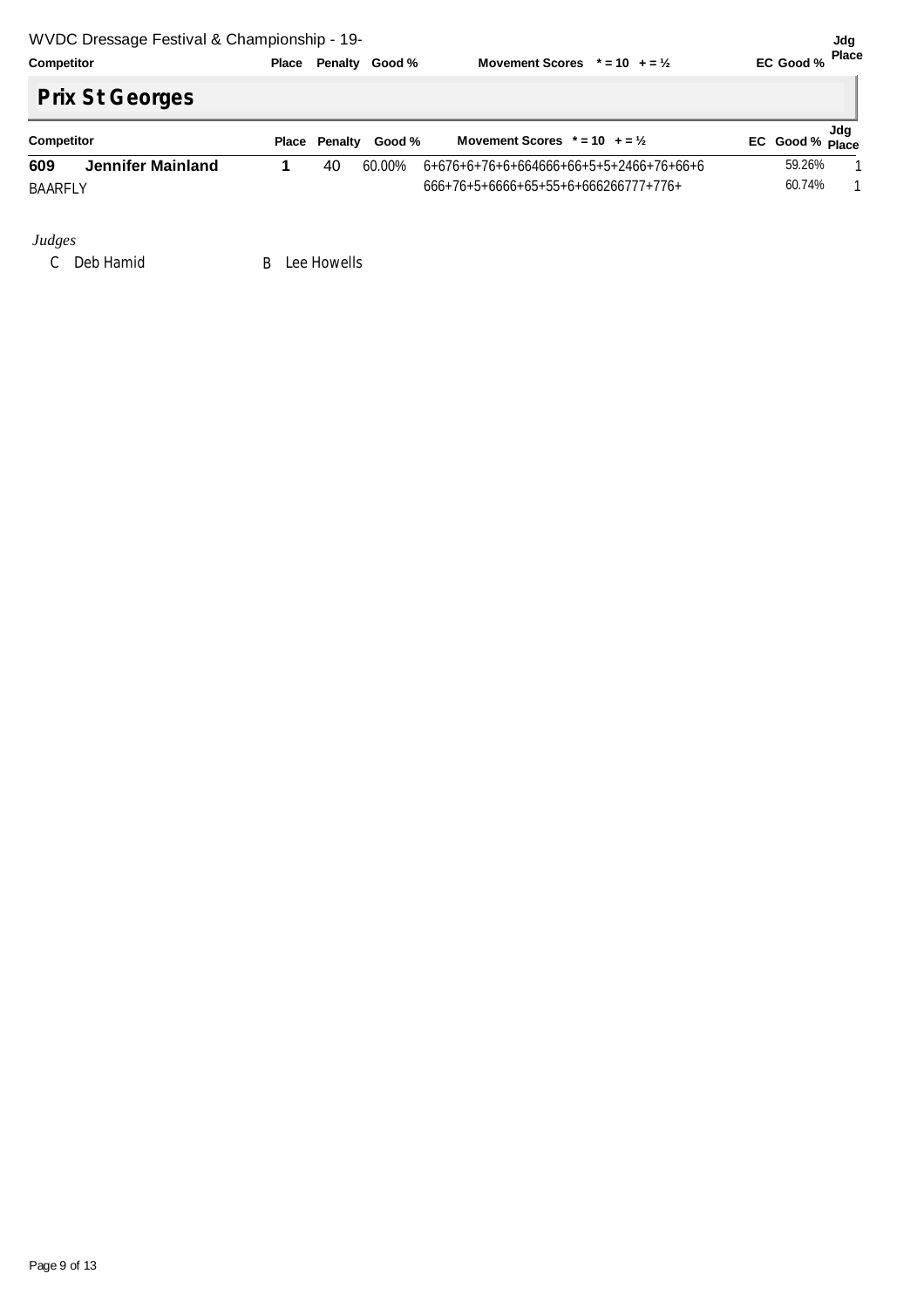## Prix St Georges

| Competitor | | Place | Penalty | Good % | Movement Scores * = 10 + = ½ | EC Good % | Jdg Place |
|---|---|---|---|---|---|---|---|
| 609 | **Jennifer Mainland** | **1** | 40 | 60.00% | 6+676+6+76+6+664666+66+5+5+2466+76+66+6 | 59.26% | 1 |
| BAARFLY | | | | | 666+76+5+6666+65+55+6+666266777+776+ | 60.74% | 1 |

*Judges*

C Deb Hamid B Lee Howells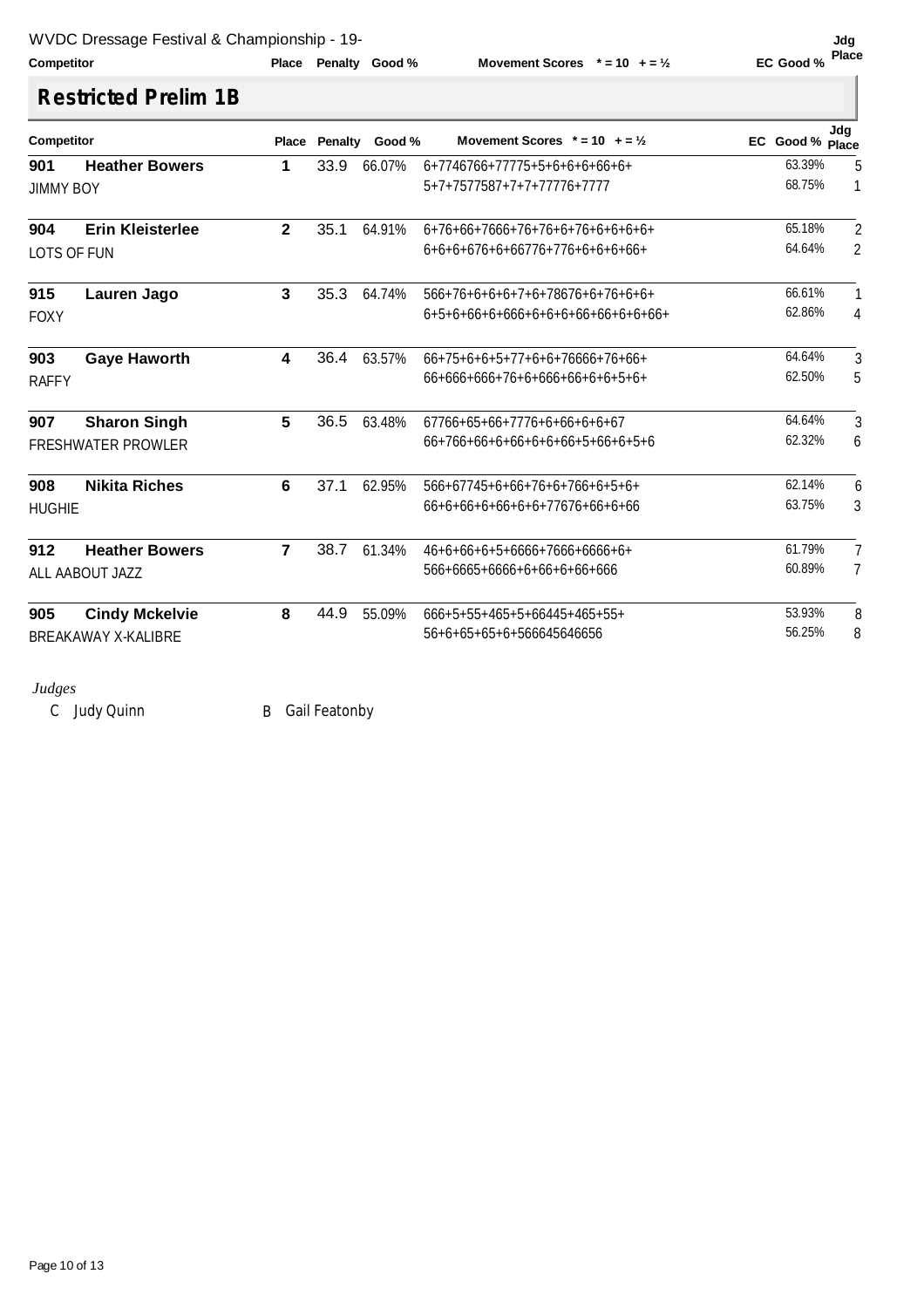WVDC Dressage Festival & Championship - 19-

## Restricted Prelim 1B

| Competitor | | Place | Penalty | Good % | Movement Scores * = 10 + = ½ | EC Good % | Jdg Place |
|---|---|---|---|---|---|---|---|
| 901 | **Heather Bowers** | 1 | 33.9 | 66.07% | 6+7746766+77775+5+6+6+66+6+ | 63.39% | 5 |
| JIMMY BOY | | | | | 5+7+7577587+7+7+77776+7777 | 68.75% | 1 |
| 904 | **Erin Kleisterlee** | 2 | 35.1 | 64.91% | 6+76+66+7666+76+76+6+76+6+6+6+6+ | 65.18% | 2 |
| LOTS OF FUN | | | | | 6+6+6+676+6+66776+776+6+6+6+66+ | 64.64% | 2 |
| 915 | **Lauren Jago** | 3 | 35.3 | 64.74% | 566+76+6+6+6+7+6+78676+6+76+6+6+ | 66.61% | 1 |
| FOXY | | | | | 6+5+6+66+6+666+6+6+6+66+66+6+6+66+ | 62.86% | 4 |
| 903 | **Gaye Haworth** | 4 | 36.4 | 63.57% | 66+75+6+6+5+77+6+6+76666+76+66+ | 64.64% | 3 |
| RAFFY | | | | | 66+666+666+76+6+666+66+6+6+5+6+ | 62.50% | 5 |
| 907 | **Sharon Singh** | 5 | 36.5 | 63.48% | 67766+65+66+7776+6+66+6+6+67 | 64.64% | 3 |
| FRESHWATER PROWLER | | | | | 66+766+66+6+66+6+6+66+5+66+6+5+6 | 62.32% | 6 |
| 908 | **Nikita Riches** | 6 | 37.1 | 62.95% | 566+67745+6+66+76+6+766+6+5+6+ | 62.14% | 6 |
| HUGHIE | | | | | 66+6+66+6+66+6+6+77676+66+6+66 | 63.75% | 3 |
| 912 | **Heather Bowers** | 7 | 38.7 | 61.34% | 46+6+66+6+5+6666+7666+6666+6+ | 61.79% | 7 |
| ALL AABOUT JAZZ | | | | | 566+6665+6666+6+66+6+66+666 | 60.89% | 7 |
| 905 | **Cindy Mckelvie** | 8 | 44.9 | 55.09% | 666+5+55+465+5+66445+465+55+ | 53.93% | 8 |
| BREAKAWAY X-KALIBRE | | | | | 56+6+65+65+6+566645646656 | 56.25% | 8 |

*Judges*

C Judy Quinn B Gail Featonby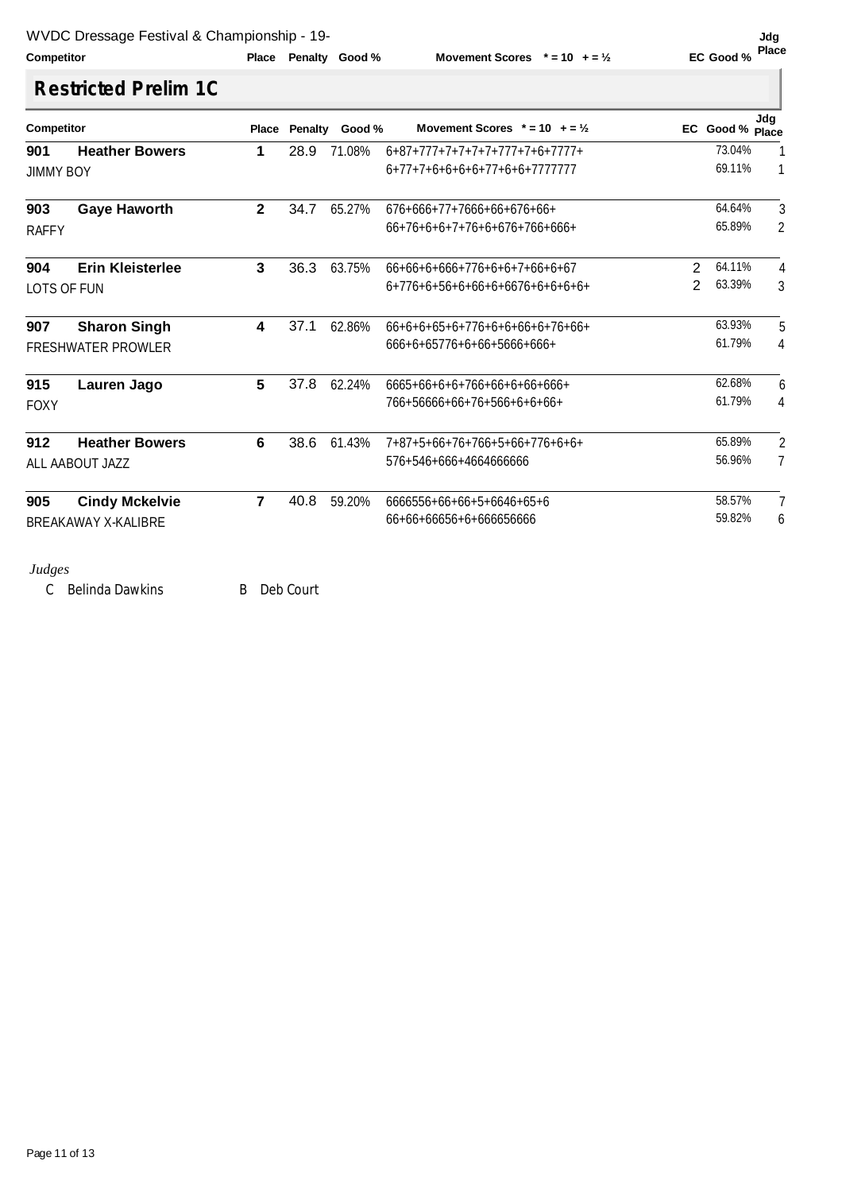## Restricted Prelim 1C

| Competitor | | Place | Penalty | Good % | Movement Scores * = 10 + = ½ | EC | Good % | Jdg Place |
|---|---|---|---|---|---|---|---|---|
| 901 | **Heather Bowers** | 1 | 28.9 | 71.08% | 6+87+777+7+7+7+7+777+7+6+7777+ | | 73.04% | 1 |
| JIMMY BOY | | | | | 6+77+7+6+6+6+6+77+6+6+7777777 | | 69.11% | 1 |
| 903 | **Gaye Haworth** | 2 | 34.7 | 65.27% | 676+666+77+7666+66+676+66+ | | 64.64% | 3 |
| RAFFY | | | | | 66+76+6+6+7+76+6+676+766+666+ | | 65.89% | 2 |
| 904 | **Erin Kleisterlee** | 3 | 36.3 | 63.75% | 66+66+6+666+776+6+6+7+66+6+67 | 2 | 64.11% | 4 |
| LOTS OF FUN | | | | | 6+776+6+56+6+66+6+6676+6+6+6+6+ | 2 | 63.39% | 3 |
| 907 | **Sharon Singh** | 4 | 37.1 | 62.86% | 66+6+6+65+6+776+6+6+66+6+76+66+ | | 63.93% | 5 |
| FRESHWATER PROWLER | | | | | 666+6+65776+6+66+5666+666+ | | 61.79% | 4 |
| 915 | **Lauren Jago** | 5 | 37.8 | 62.24% | 6665+66+6+6+766+66+6+66+666+ | | 62.68% | 6 |
| FOXY | | | | | 766+56666+66+76+566+6+6+66+ | | 61.79% | 4 |
| 912 | **Heather Bowers** | 6 | 38.6 | 61.43% | 7+87+5+66+76+766+5+66+776+6+6+ | | 65.89% | 2 |
| ALL AABOUT JAZZ | | | | | 576+546+666+4664666666 | | 56.96% | 7 |
| 905 | **Cindy Mckelvie** | 7 | 40.8 | 59.20% | 6666556+66+66+5+6646+65+6 | | 58.57% | 7 |
| BREAKAWAY X-KALIBRE | | | | | 66+66+66656+6+666656666 | | 59.82% | 6 |

*Judges*

C Belinda Dawkins B Deb Court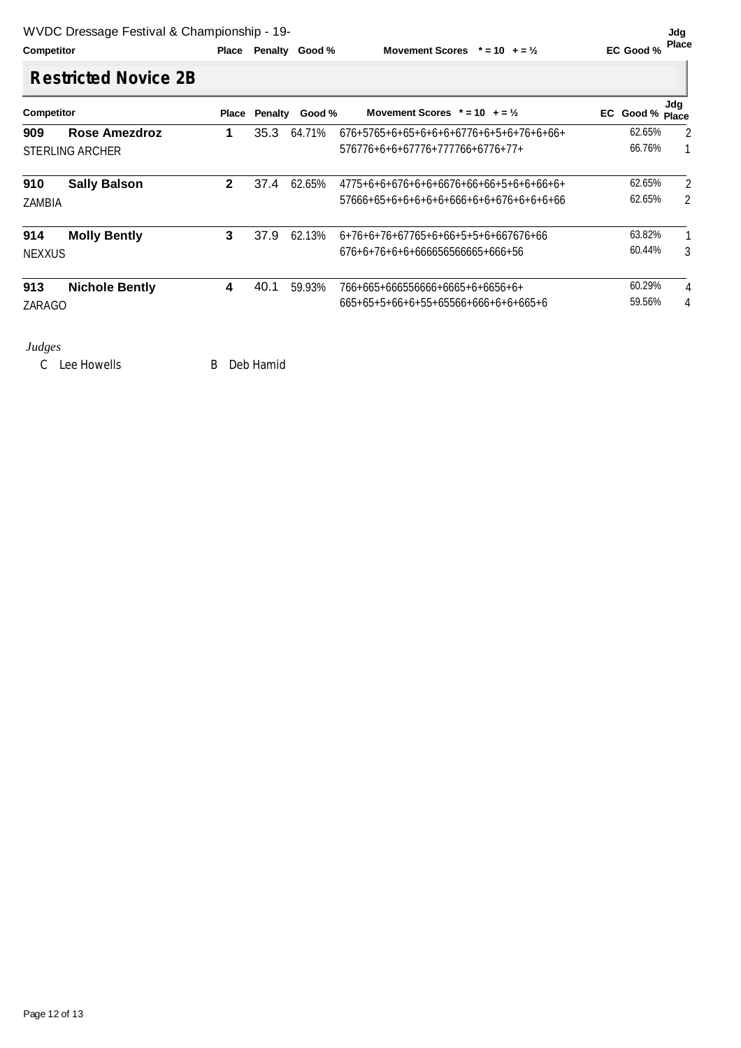## Restricted Novice 2B

| Competitor | | Place | Penalty | Good % | Movement Scores * = 10 + = ½ | EC Good % | Jdg Place |
|---|---|---|---|---|---|---|---|
| 909 | **Rose Amezdroz** | 1 | 35.3 | 64.71% | 676+5765+6+65+6+6+6+6776+6+5+6+76+6+66+ | 62.65% | 2 |
| STERLING ARCHER | | | | | 576776+6+6+67776+777766+6776+77+ | 66.76% | 1 |
| 910 | **Sally Balson** | 2 | 37.4 | 62.65% | 4775+6+6+676+6+6+6676+66+66+5+6+6+66+6+ | 62.65% | 2 |
| ZAMBIA | | | | | 57666+65+6+6+6+6+6+666+6+6+676+6+6+6+66 | 62.65% | 2 |
| 914 | **Molly Bently** | 3 | 37.9 | 62.13% | 6+76+6+76+67765+6+66+5+5+6+667676+66 | 63.82% | 1 |
| NEXXUS | | | | | 676+6+76+6+6+666656566665+666+56 | 60.44% | 3 |
| 913 | **Nichole Bently** | 4 | 40.1 | 59.93% | 766+665+666556666+6665+6+6656+6+ | 60.29% | 4 |
| ZARAGO | | | | | 665+65+5+66+6+55+65566+666+6+6+665+6 | 59.56% | 4 |

*Judges*

C Lee Howells B Deb Hamid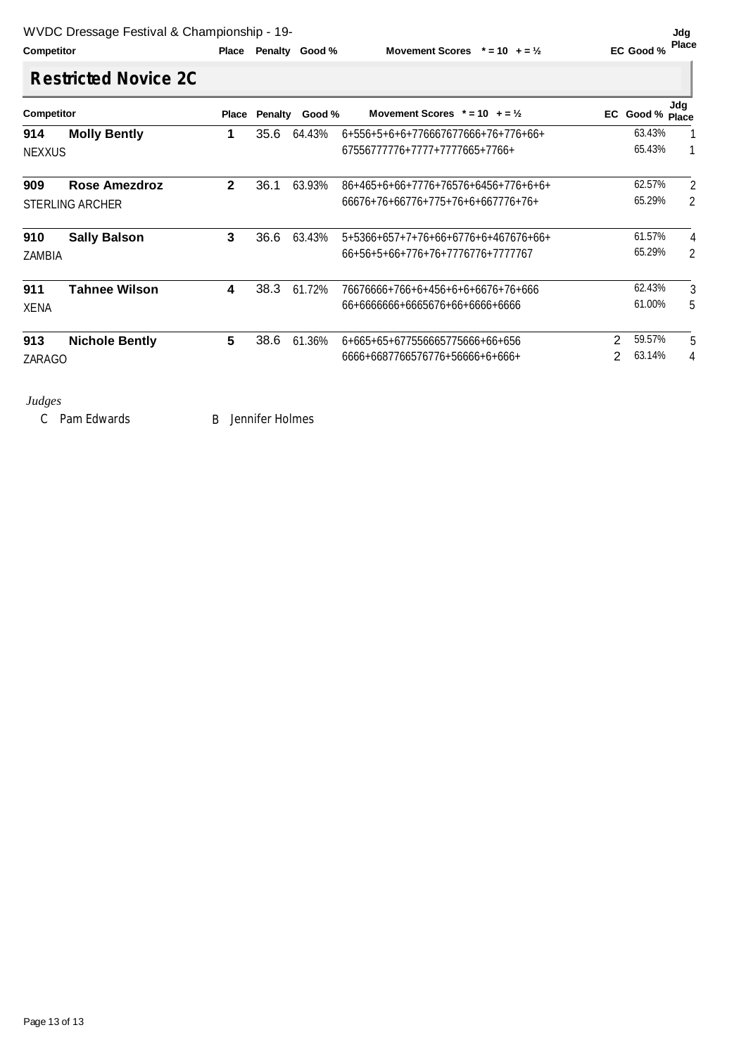## Restricted Novice 2C

| Competitor | | Place | Penalty | Good % | Movement Scores * = 10 + = ½ | EC | Good % | Jdg Place |
|---|---|---|---|---|---|---|---|---|
| 914 | **Molly Bently** | 1 | 35.6 | 64.43% | 6+556+5+6+6+776667677666+76+776+66+ | | 63.43% | 1 |
| NEXXUS | | | | | 67556777776+7777+7777665+7766+ | | 65.43% | 1 |
| 909 | **Rose Amezdroz** | 2 | 36.1 | 63.93% | 86+465+6+66+7776+76576+6456+776+6+6+ | | 62.57% | 2 |
| STERLING ARCHER | | | | | 66676+76+66776+775+76+6+667776+76+ | | 65.29% | 2 |
| 910 | **Sally Balson** | 3 | 36.6 | 63.43% | 5+5366+657+7+76+66+6776+6+467676+66+ | | 61.57% | 4 |
| ZAMBIA | | | | | 66+56+5+66+776+76+7776776+7777767 | | 65.29% | 2 |
| 911 | **Tahnee Wilson** | 4 | 38.3 | 61.72% | 76676666+766+6+456+6+6+6676+76+666 | | 62.43% | 3 |
| XENA | | | | | 66+6666666+6665676+66+6666+6666 | | 61.00% | 5 |
| 913 | **Nichole Bently** | 5 | 38.6 | 61.36% | 6+665+65+677556665775666+66+656 | 2 | 59.57% | 5 |
| ZARAGO | | | | | 6666+6687766576776+56666+6+666+ | 2 | 63.14% | 4 |

*Judges*

C Pam Edwards B Jennifer Holmes